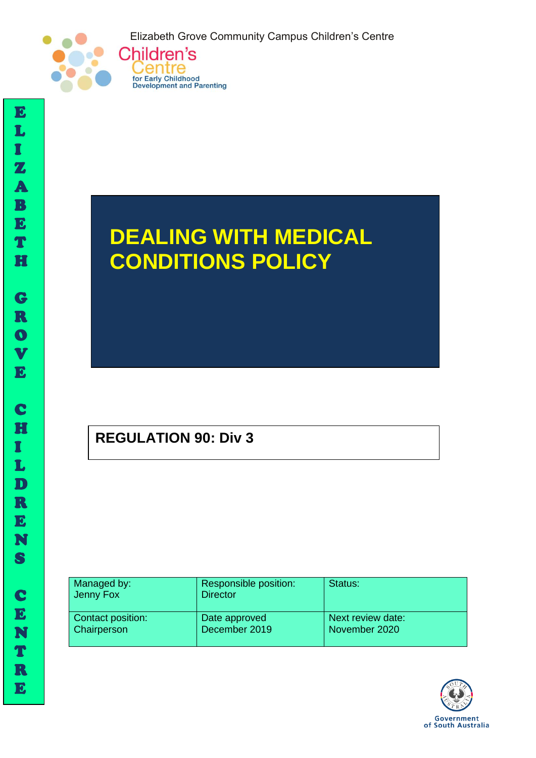Elizabeth Grove Community Campus Children's Centre

Children's Centre
for Early Childhood Development and Parenting

ELIZABETH GROVE CHILDRENS CENTRE

# DEALING WITH MEDICAL CONDITIONS POLICY

**REGULATION 90: Div 3**

| Managed by: Jenny Fox | Responsible position: Director | Status: |
|---|---|---|
| Contact position: Chairperson | Date approved December 2019 | Next review date: November 2020 |

Government of South Australia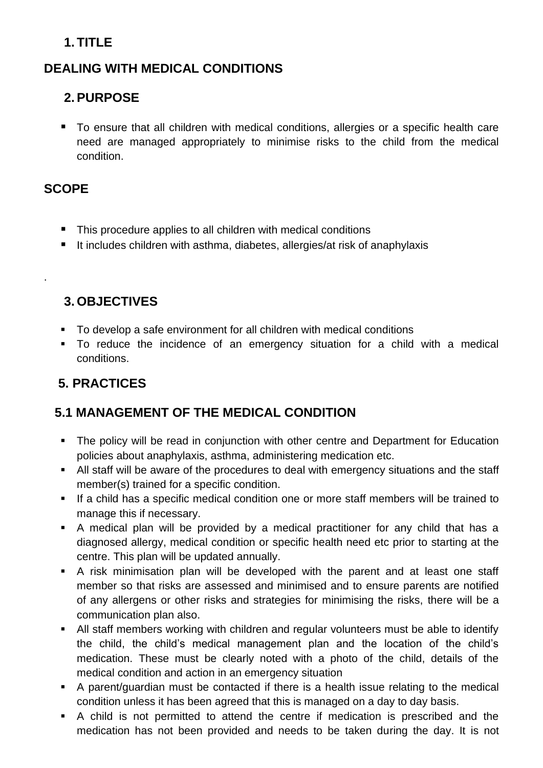1. **TITLE**

**DEALING WITH MEDICAL CONDITIONS**

2. **PURPOSE**

- To ensure that all children with medical conditions, allergies or a specific health care need are managed appropriately to minimise risks to the child from the medical condition.

**SCOPE**

- This procedure applies to all children with medical conditions
- It includes children with asthma, diabetes, allergies/at risk of anaphylaxis

.

3. **OBJECTIVES**

- To develop a safe environment for all children with medical conditions
- To reduce the incidence of an emergency situation for a child with a medical conditions.

## 5. PRACTICES

### 5.1 MANAGEMENT OF THE MEDICAL CONDITION

- The policy will be read in conjunction with other centre and Department for Education policies about anaphylaxis, asthma, administering medication etc.
- All staff will be aware of the procedures to deal with emergency situations and the staff member(s) trained for a specific condition.
- If a child has a specific medical condition one or more staff members will be trained to manage this if necessary.
- A medical plan will be provided by a medical practitioner for any child that has a diagnosed allergy, medical condition or specific health need etc prior to starting at the centre. This plan will be updated annually.
- A risk minimisation plan will be developed with the parent and at least one staff member so that risks are assessed and minimised and to ensure parents are notified of any allergens or other risks and strategies for minimising the risks, there will be a communication plan also.
- All staff members working with children and regular volunteers must be able to identify the child, the child's medical management plan and the location of the child's medication. These must be clearly noted with a photo of the child, details of the medical condition and action in an emergency situation
- A parent/guardian must be contacted if there is a health issue relating to the medical condition unless it has been agreed that this is managed on a day to day basis.
- A child is not permitted to attend the centre if medication is prescribed and the medication has not been provided and needs to be taken during the day. It is not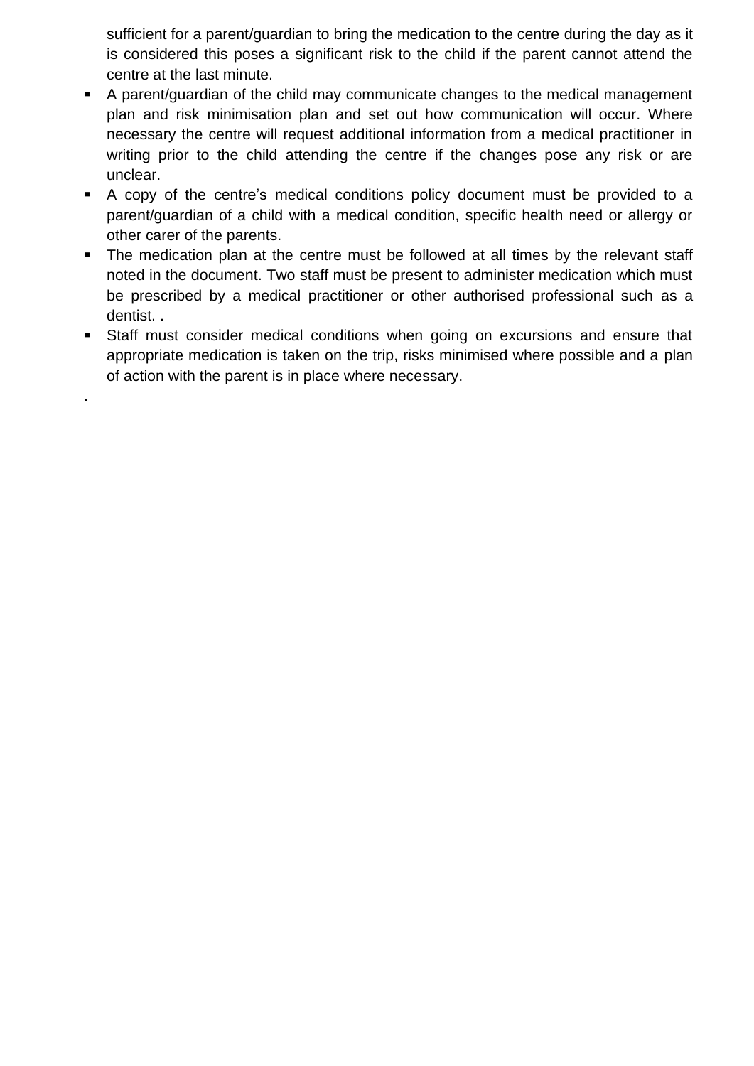sufficient for a parent/guardian to bring the medication to the centre during the day as it is considered this poses a significant risk to the child if the parent cannot attend the centre at the last minute.

- A parent/guardian of the child may communicate changes to the medical management plan and risk minimisation plan and set out how communication will occur. Where necessary the centre will request additional information from a medical practitioner in writing prior to the child attending the centre if the changes pose any risk or are unclear.
- A copy of the centre's medical conditions policy document must be provided to a parent/guardian of a child with a medical condition, specific health need or allergy or other carer of the parents.
- The medication plan at the centre must be followed at all times by the relevant staff noted in the document. Two staff must be present to administer medication which must be prescribed by a medical practitioner or other authorised professional such as a dentist. .
- Staff must consider medical conditions when going on excursions and ensure that appropriate medication is taken on the trip, risks minimised where possible and a plan of action with the parent is in place where necessary.

.